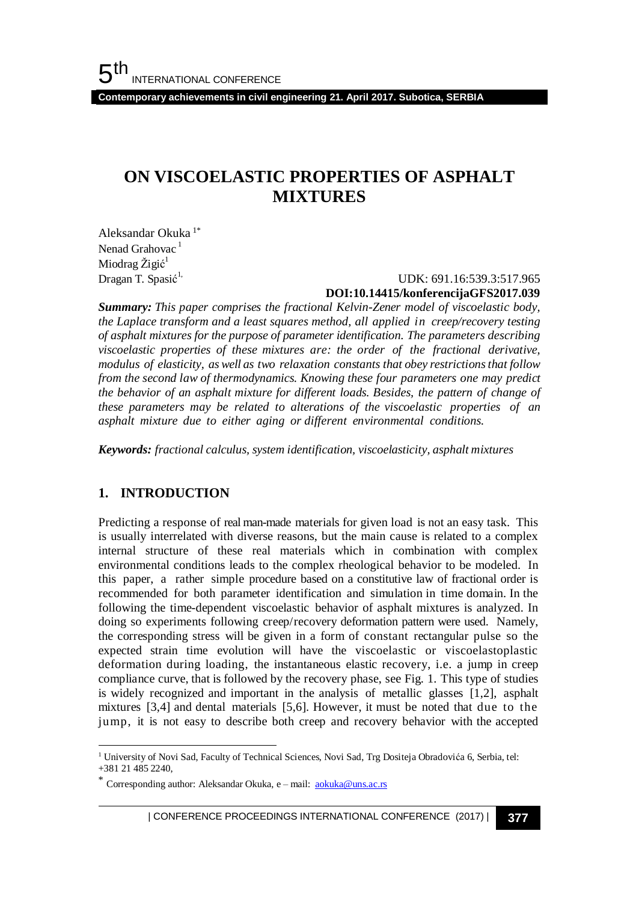# ON VISCOELASTIC PROPERTIES OF ASPHALT MIXTURES

Aleksandar Okuka [1*]
Nenad Grahovac [1]
Miodrag Žigić[1]
Dragan T. Spasić[1]

UDK: 691.16:539.3:517.965
**DOI:10.14415/konferencijaGFS2017.039**

***Summary:*** *This paper comprises the fractional Kelvin-Zener model of viscoelastic body, the Laplace transform and a least squares method, all applied in creep/recovery testing of asphalt mixtures for the purpose of parameter identification. The parameters describing viscoelastic properties of these mixtures are: the order of the fractional derivative, modulus of elasticity, as well as two relaxation constants that obey restrictions that follow from the second law of thermodynamics. Knowing these four parameters one may predict the behavior of an asphalt mixture for different loads. Besides, the pattern of change of these parameters may be related to alterations of the viscoelastic properties of an asphalt mixture due to either aging or different environmental conditions.*

***Keywords:*** *fractional calculus, system identification, viscoelasticity, asphalt mixtures*

## 1. INTRODUCTION

Predicting a response of real man-made materials for given load is not an easy task. This is usually interrelated with diverse reasons, but the main cause is related to a complex internal structure of these real materials which in combination with complex environmental conditions leads to the complex rheological behavior to be modeled. In this paper, a rather simple procedure based on a constitutive law of fractional order is recommended for both parameter identification and simulation in time domain. In the following the time-dependent viscoelastic behavior of asphalt mixtures is analyzed. In doing so experiments following creep/recovery deformation pattern were used. Namely, the corresponding stress will be given in a form of constant rectangular pulse so the expected strain time evolution will have the viscoelastic or viscoelastoplastic deformation during loading, the instantaneous elastic recovery, i.e. a jump in creep compliance curve, that is followed by the recovery phase, see Fig. 1. This type of studies is widely recognized and important in the analysis of metallic glasses [1,2], asphalt mixtures [3,4] and dental materials [5,6]. However, it must be noted that due to the jump, it is not easy to describe both creep and recovery behavior with the accepted

---

[1] University of Novi Sad, Faculty of Technical Sciences, Novi Sad, Trg Dositeja Obradovića 6, Serbia, tel: +381 21 485 2240,

[*] Corresponding author: Aleksandar Okuka, e – mail: aokuka@uns.ac.rs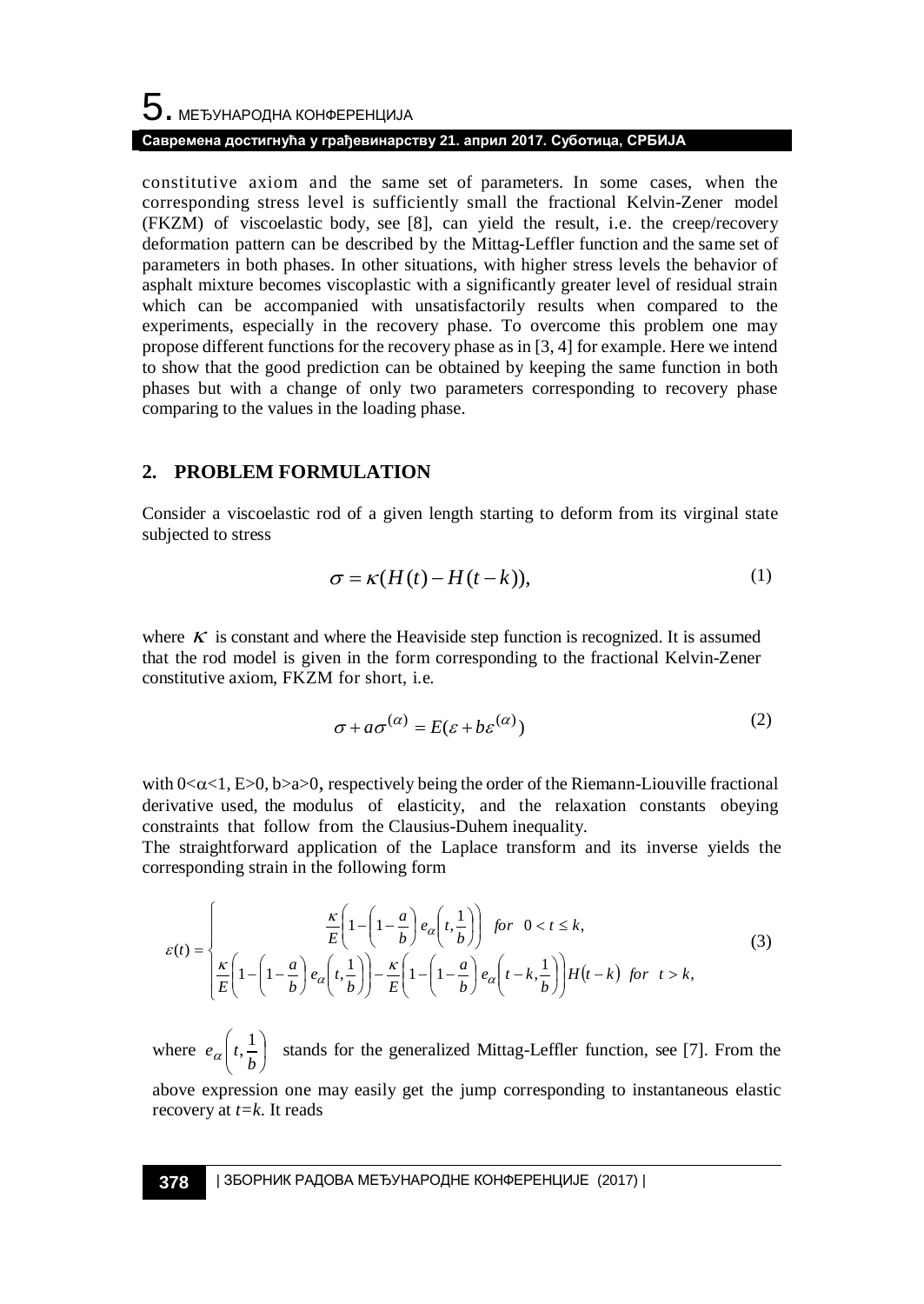constitutive axiom and the same set of parameters. In some cases, when the corresponding stress level is sufficiently small the fractional Kelvin-Zener model (FKZM) of viscoelastic body, see [8], can yield the result, i.e. the creep/recovery deformation pattern can be described by the Mittag-Leffler function and the same set of parameters in both phases. In other situations, with higher stress levels the behavior of asphalt mixture becomes viscoplastic with a significantly greater level of residual strain which can be accompanied with unsatisfactorily results when compared to the experiments, especially in the recovery phase. To overcome this problem one may propose different functions for the recovery phase as in [3, 4] for example. Here we intend to show that the good prediction can be obtained by keeping the same function in both phases but with a change of only two parameters corresponding to recovery phase comparing to the values in the loading phase.

## 2. PROBLEM FORMULATION

Consider a viscoelastic rod of a given length starting to deform from its virginal state subjected to stress

$$\sigma = \kappa(H(t) - H(t-k)), \tag{1}$$

where $\kappa$ is constant and where the Heaviside step function is recognized. It is assumed that the rod model is given in the form corresponding to the fractional Kelvin-Zener constitutive axiom, FKZM for short, i.e.

$$\sigma + a\sigma^{(\alpha)} = E(\varepsilon + b\varepsilon^{(\alpha)}) \tag{2}$$

with $0<\alpha<1$, $E>0$, $b>a>0$, respectively being the order of the Riemann-Liouville fractional derivative used, the modulus of elasticity, and the relaxation constants obeying constraints that follow from the Clausius-Duhem inequality.

The straightforward application of the Laplace transform and its inverse yields the corresponding strain in the following form

$$\varepsilon(t) = \begin{cases} \dfrac{\kappa}{E}\left(1 - \left(1 - \dfrac{a}{b}\right) e_{\alpha}\left(t, \dfrac{1}{b}\right)\right) & for \quad 0 < t \le k, \\ \dfrac{\kappa}{E}\left(1 - \left(1 - \dfrac{a}{b}\right) e_{\alpha}\left(t, \dfrac{1}{b}\right)\right) - \dfrac{\kappa}{E}\left(1 - \left(1 - \dfrac{a}{b}\right) e_{\alpha}\left(t-k, \dfrac{1}{b}\right)\right) H(t-k) & for \quad t > k, \end{cases} \tag{3}$$

where $e_{\alpha}\left(t, \dfrac{1}{b}\right)$ stands for the generalized Mittag-Leffler function, see [7]. From the above expression one may easily get the jump corresponding to instantaneous elastic recovery at $t=k$. It reads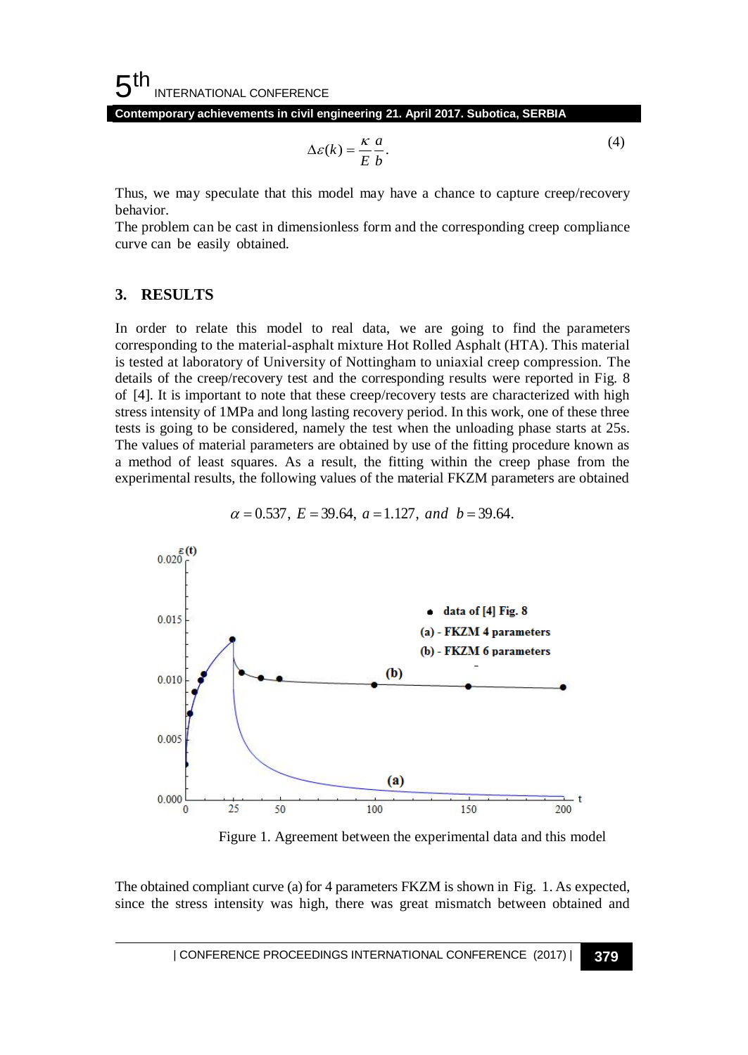$$\Delta\varepsilon(k) = \frac{\kappa}{E}\frac{a}{b}. \tag{4}$$

Thus, we may speculate that this model may have a chance to capture creep/recovery behavior.

The problem can be cast in dimensionless form and the corresponding creep compliance curve can be easily obtained.

## 3. RESULTS

In order to relate this model to real data, we are going to find the parameters corresponding to the material-asphalt mixture Hot Rolled Asphalt (HTA). This material is tested at laboratory of University of Nottingham to uniaxial creep compression. The details of the creep/recovery test and the corresponding results were reported in Fig. 8 of [4]. It is important to note that these creep/recovery tests are characterized with high stress intensity of 1MPa and long lasting recovery period. In this work, one of these three tests is going to be considered, namely the test when the unloading phase starts at 25s. The values of material parameters are obtained by use of the fitting procedure known as a method of least squares. As a result, the fitting within the creep phase from the experimental results, the following values of the material FKZM parameters are obtained

$$\alpha = 0.537,\ E = 39.64,\ a = 1.127,\ and\ \ b = 39.64.$$

Figure 1. Agreement between the experimental data and this model

The obtained compliant curve (a) for 4 parameters FKZM is shown in Fig. 1. As expected, since the stress intensity was high, there was great mismatch between obtained and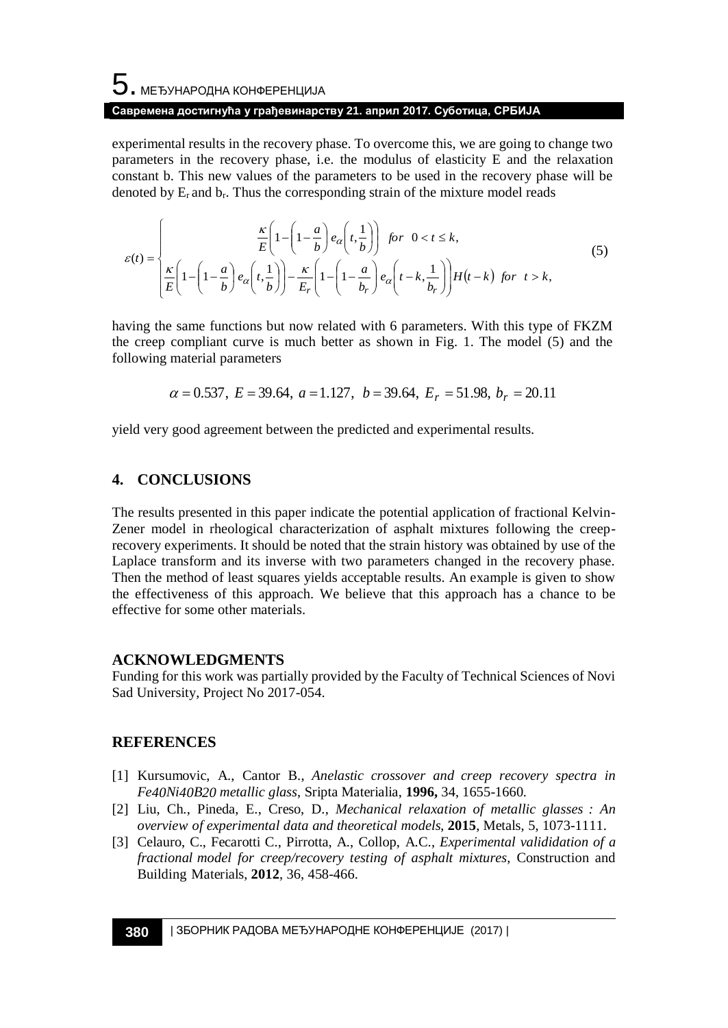experimental results in the recovery phase. To overcome this, we are going to change two parameters in the recovery phase, i.e. the modulus of elasticity E and the relaxation constant b. This new values of the parameters to be used in the recovery phase will be denoted by $E_r$ and $b_r$. Thus the corresponding strain of the mixture model reads

$$\varepsilon(t)=\begin{cases}\dfrac{\kappa}{E}\left(1-\left(1-\dfrac{a}{b}\right)e_{\alpha}\left(t,\dfrac{1}{b}\right)\right) & for\ \ 0<t\le k,\\[2ex] \dfrac{\kappa}{E}\left(1-\left(1-\dfrac{a}{b}\right)e_{\alpha}\left(t,\dfrac{1}{b}\right)\right)-\dfrac{\kappa}{E_r}\left(1-\left(1-\dfrac{a}{b_r}\right)e_{\alpha}\left(t-k,\dfrac{1}{b_r}\right)\right)H(t-k) & for\ \ t>k,\end{cases}\tag{5}$$

having the same functions but now related with 6 parameters. With this type of FKZM the creep compliant curve is much better as shown in Fig. 1. The model (5) and the following material parameters

$$\alpha=0.537,\ E=39.64,\ a=1.127,\ b=39.64,\ E_r=51.98,\ b_r=20.11$$

yield very good agreement between the predicted and experimental results.

## 4. CONCLUSIONS

The results presented in this paper indicate the potential application of fractional Kelvin-Zener model in rheological characterization of asphalt mixtures following the creep-recovery experiments. It should be noted that the strain history was obtained by use of the Laplace transform and its inverse with two parameters changed in the recovery phase. Then the method of least squares yields acceptable results. An example is given to show the effectiveness of this approach. We believe that this approach has a chance to be effective for some other materials.

## ACKNOWLEDGMENTS

Funding for this work was partially provided by the Faculty of Technical Sciences of Novi Sad University, Project No 2017-054.

## REFERENCES

[1] Kursumovic, A., Cantor B., *Anelastic crossover and creep recovery spectra in Fe40Ni40B20 metallic glass*, Sripta Materialia, **1996,** 34, 1655-1660.

[2] Liu, Ch., Pineda, E., Creso, D., *Mechanical relaxation of metallic glasses : An overview of experimental data and theoretical models*, **2015**, Metals, 5, 1073-1111.

[3] Celauro, C., Fecarotti C., Pirrotta, A., Collop, A.C., *Experimental valididation of a fractional model for creep/recovery testing of asphalt mixtures*, Construction and Building Materials, **2012**, 36, 458-466.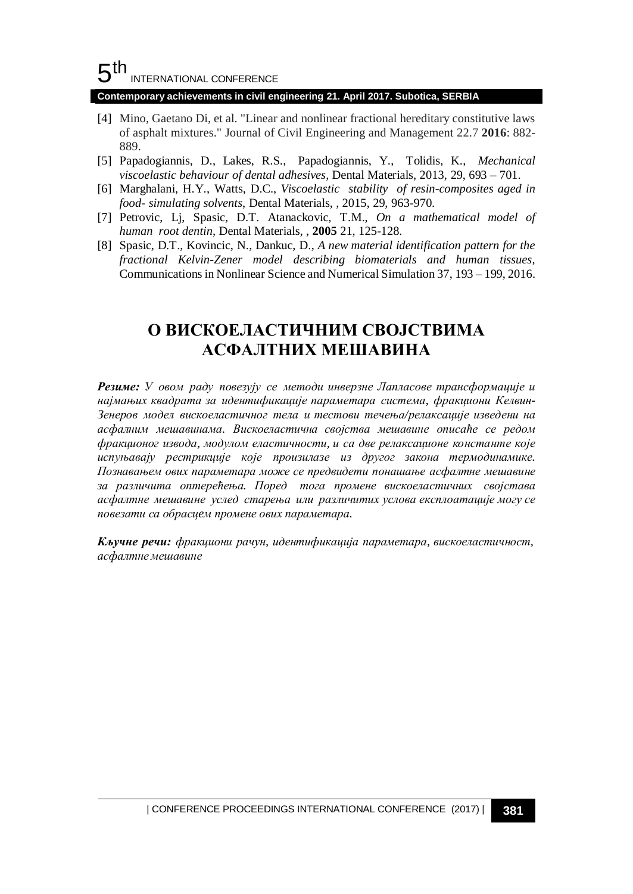[4] Mino, Gaetano Di, et al. "Linear and nonlinear fractional hereditary constitutive laws of asphalt mixtures." Journal of Civil Engineering and Management 22.7 **2016**: 882-889.

[5] Papadogiannis, D., Lakes, R.S., Papadogiannis, Y., Tolidis, K., *Mechanical viscoelastic behaviour of dental adhesives*, Dental Materials, 2013, 29, 693 – 701.

[6] Marghalani, H.Y., Watts, D.C., *Viscoelastic stability of resin-composites aged in food- simulating solvents*, Dental Materials, , 2015, 29, 963-970.

[7] Petrovic, Lj, Spasic, D.T. Atanackovic, T.M., *On a mathematical model of human root dentin*, Dental Materials, , **2005** 21, 125-128.

[8] Spasic, D.T., Kovincic, N., Dankuc, D., *A new material identification pattern for the fractional Kelvin-Zener model describing biomaterials and human tissues*, Communications in Nonlinear Science and Numerical Simulation 37, 193 – 199, 2016.

# О ВИСКОЕЛАСТИЧНИМ СВОЈСТВИМА АСФАЛТНИХ МЕШАВИНА

***Резиме:*** *У овом раду повезују се методи инверзне Лапласове трансформације и најмањих квадрата за идентификације параметара система, фракциони Келвин-Зенеров модел вискоеластичног тела и тестови течења/релаксације изведени на асфалним мешавинама. Вискоеластична својства мешавине описаће се редом фракционог извода, модулом еластичности, и са две релаксационе константе које испуњавају рестрикције које произилазе из другог закона термодинамике. Познавањем ових параметара може се предвидети понашање асфалтне мешавине за различита оптерећења. Поред тога промене вискоеластичних својстава асфалтне мешавине услед старења или различитих услова експлоатације могу се повезати са обрасцем промене ових параметара.*

***Кључне речи:*** *фракциони рачун, идентификација параметара, вискоеластичност, асфалтне мешавине*